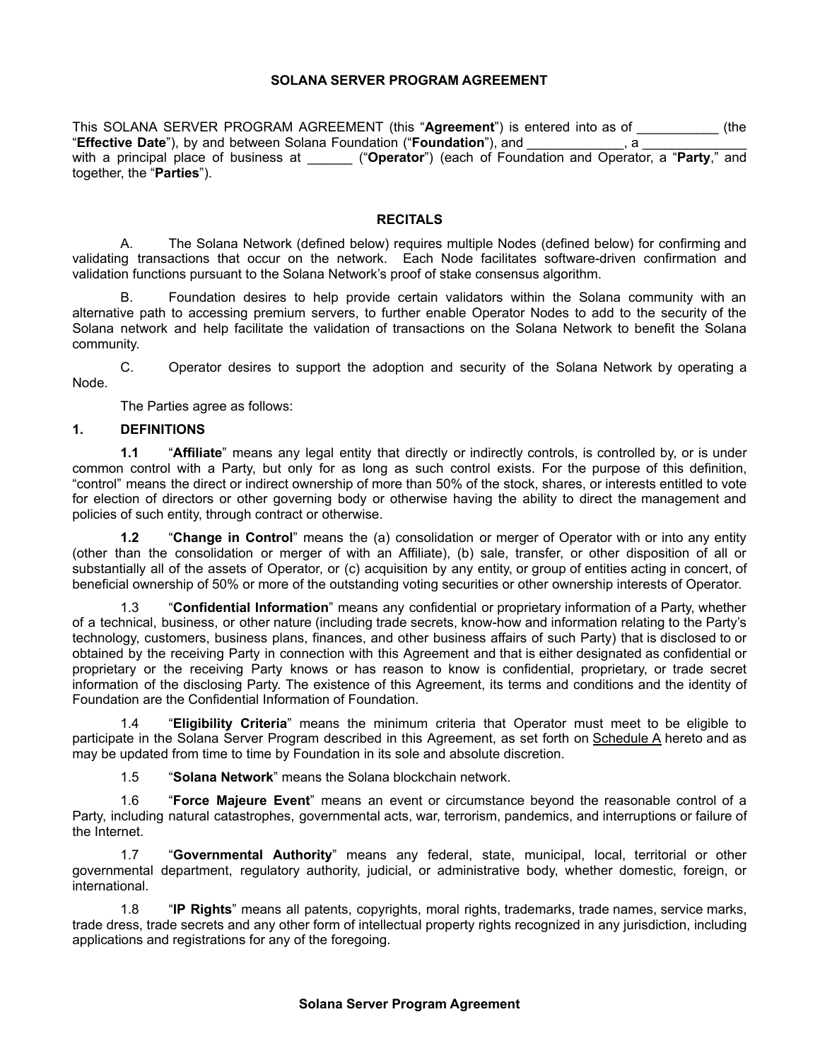# SOLANA SERVER PROGRAM AGREEMENT

This SOLANA SERVER PROGRAM AGREEMENT (this "**Agreement**") is entered into as of ___________ (the "**Effective Date**"), by and between Solana Foundation ("**Foundation**"), and _____________, a ______________ with a principal place of business at ______ ("**Operator**") (each of Foundation and Operator, a "**Party**," and together, the "**Parties**").

## RECITALS

A. The Solana Network (defined below) requires multiple Nodes (defined below) for confirming and validating transactions that occur on the network. Each Node facilitates software-driven confirmation and validation functions pursuant to the Solana Network's proof of stake consensus algorithm.

B. Foundation desires to help provide certain validators within the Solana community with an alternative path to accessing premium servers, to further enable Operator Nodes to add to the security of the Solana network and help facilitate the validation of transactions on the Solana Network to benefit the Solana community.

C. Operator desires to support the adoption and security of the Solana Network by operating a Node.

The Parties agree as follows:

## 1. DEFINITIONS

**1.1** "**Affiliate**" means any legal entity that directly or indirectly controls, is controlled by, or is under common control with a Party, but only for as long as such control exists. For the purpose of this definition, "control" means the direct or indirect ownership of more than 50% of the stock, shares, or interests entitled to vote for election of directors or other governing body or otherwise having the ability to direct the management and policies of such entity, through contract or otherwise.

**1.2** "**Change in Control**" means the (a) consolidation or merger of Operator with or into any entity (other than the consolidation or merger of with an Affiliate), (b) sale, transfer, or other disposition of all or substantially all of the assets of Operator, or (c) acquisition by any entity, or group of entities acting in concert, of beneficial ownership of 50% or more of the outstanding voting securities or other ownership interests of Operator.

1.3 "**Confidential Information**" means any confidential or proprietary information of a Party, whether of a technical, business, or other nature (including trade secrets, know-how and information relating to the Party's technology, customers, business plans, finances, and other business affairs of such Party) that is disclosed to or obtained by the receiving Party in connection with this Agreement and that is either designated as confidential or proprietary or the receiving Party knows or has reason to know is confidential, proprietary, or trade secret information of the disclosing Party. The existence of this Agreement, its terms and conditions and the identity of Foundation are the Confidential Information of Foundation.

1.4 "**Eligibility Criteria**" means the minimum criteria that Operator must meet to be eligible to participate in the Solana Server Program described in this Agreement, as set forth on Schedule A hereto and as may be updated from time to time by Foundation in its sole and absolute discretion.

1.5 "**Solana Network**" means the Solana blockchain network.

1.6 "**Force Majeure Event**" means an event or circumstance beyond the reasonable control of a Party, including natural catastrophes, governmental acts, war, terrorism, pandemics, and interruptions or failure of the Internet.

1.7 "**Governmental Authority**" means any federal, state, municipal, local, territorial or other governmental department, regulatory authority, judicial, or administrative body, whether domestic, foreign, or international.

1.8 "**IP Rights**" means all patents, copyrights, moral rights, trademarks, trade names, service marks, trade dress, trade secrets and any other form of intellectual property rights recognized in any jurisdiction, including applications and registrations for any of the foregoing.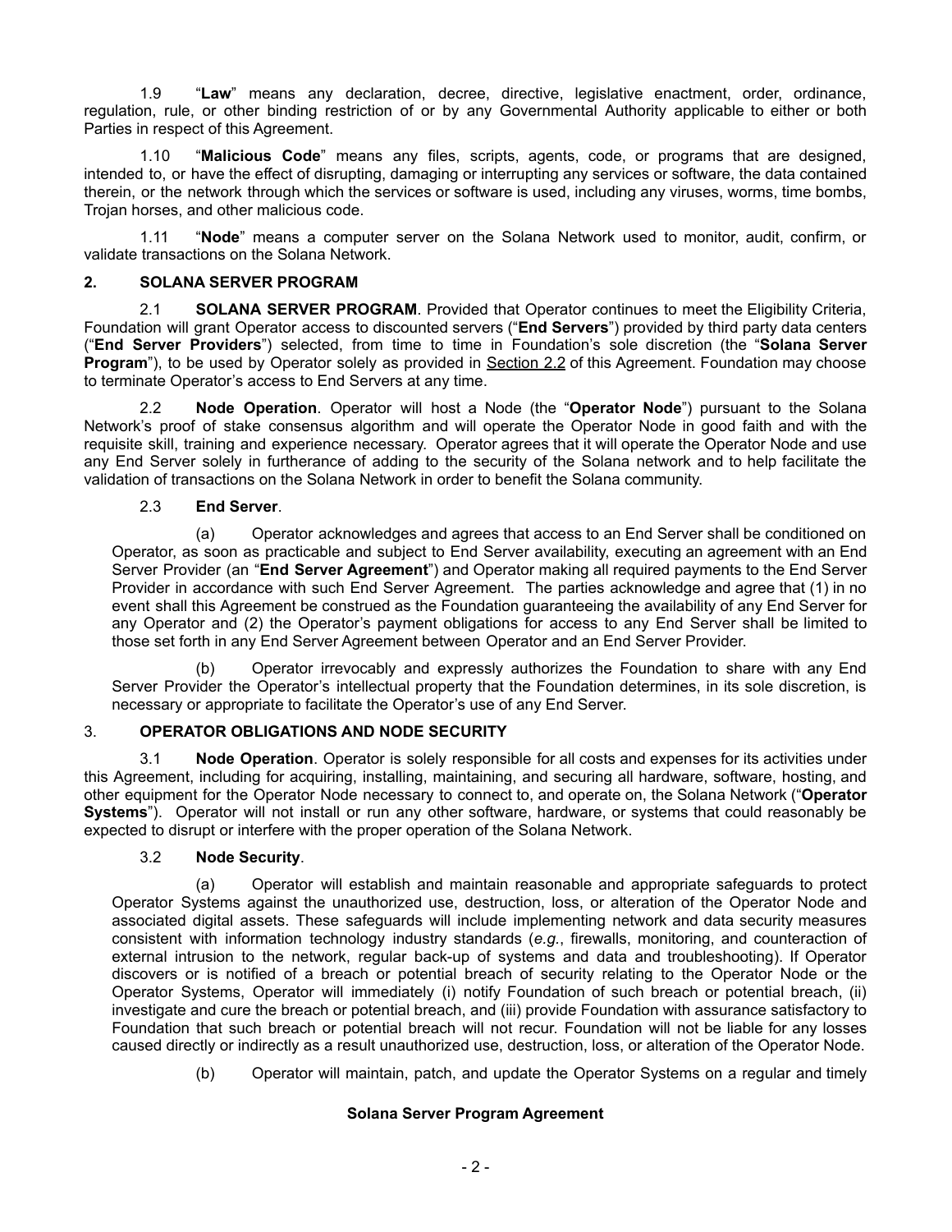1.9 "**Law**" means any declaration, decree, directive, legislative enactment, order, ordinance, regulation, rule, or other binding restriction of or by any Governmental Authority applicable to either or both Parties in respect of this Agreement.

1.10 "**Malicious Code**" means any files, scripts, agents, code, or programs that are designed, intended to, or have the effect of disrupting, damaging or interrupting any services or software, the data contained therein, or the network through which the services or software is used, including any viruses, worms, time bombs, Trojan horses, and other malicious code.

1.11 "**Node**" means a computer server on the Solana Network used to monitor, audit, confirm, or validate transactions on the Solana Network.

## 2. SOLANA SERVER PROGRAM

2.1 **SOLANA SERVER PROGRAM**. Provided that Operator continues to meet the Eligibility Criteria, Foundation will grant Operator access to discounted servers ("**End Servers**") provided by third party data centers ("**End Server Providers**") selected, from time to time in Foundation's sole discretion (the "**Solana Server Program**"), to be used by Operator solely as provided in Section 2.2 of this Agreement. Foundation may choose to terminate Operator's access to End Servers at any time.

2.2 **Node Operation**. Operator will host a Node (the "**Operator Node**") pursuant to the Solana Network's proof of stake consensus algorithm and will operate the Operator Node in good faith and with the requisite skill, training and experience necessary. Operator agrees that it will operate the Operator Node and use any End Server solely in furtherance of adding to the security of the Solana network and to help facilitate the validation of transactions on the Solana Network in order to benefit the Solana community.

2.3 **End Server**.

(a) Operator acknowledges and agrees that access to an End Server shall be conditioned on Operator, as soon as practicable and subject to End Server availability, executing an agreement with an End Server Provider (an "**End Server Agreement**") and Operator making all required payments to the End Server Provider in accordance with such End Server Agreement. The parties acknowledge and agree that (1) in no event shall this Agreement be construed as the Foundation guaranteeing the availability of any End Server for any Operator and (2) the Operator's payment obligations for access to any End Server shall be limited to those set forth in any End Server Agreement between Operator and an End Server Provider.

(b) Operator irrevocably and expressly authorizes the Foundation to share with any End Server Provider the Operator's intellectual property that the Foundation determines, in its sole discretion, is necessary or appropriate to facilitate the Operator's use of any End Server.

## 3. OPERATOR OBLIGATIONS AND NODE SECURITY

3.1 **Node Operation**. Operator is solely responsible for all costs and expenses for its activities under this Agreement, including for acquiring, installing, maintaining, and securing all hardware, software, hosting, and other equipment for the Operator Node necessary to connect to, and operate on, the Solana Network ("**Operator Systems**"). Operator will not install or run any other software, hardware, or systems that could reasonably be expected to disrupt or interfere with the proper operation of the Solana Network.

3.2 **Node Security**.

(a) Operator will establish and maintain reasonable and appropriate safeguards to protect Operator Systems against the unauthorized use, destruction, loss, or alteration of the Operator Node and associated digital assets. These safeguards will include implementing network and data security measures consistent with information technology industry standards (*e.g.*, firewalls, monitoring, and counteraction of external intrusion to the network, regular back-up of systems and data and troubleshooting). If Operator discovers or is notified of a breach or potential breach of security relating to the Operator Node or the Operator Systems, Operator will immediately (i) notify Foundation of such breach or potential breach, (ii) investigate and cure the breach or potential breach, and (iii) provide Foundation with assurance satisfactory to Foundation that such breach or potential breach will not recur. Foundation will not be liable for any losses caused directly or indirectly as a result unauthorized use, destruction, loss, or alteration of the Operator Node.

(b) Operator will maintain, patch, and update the Operator Systems on a regular and timely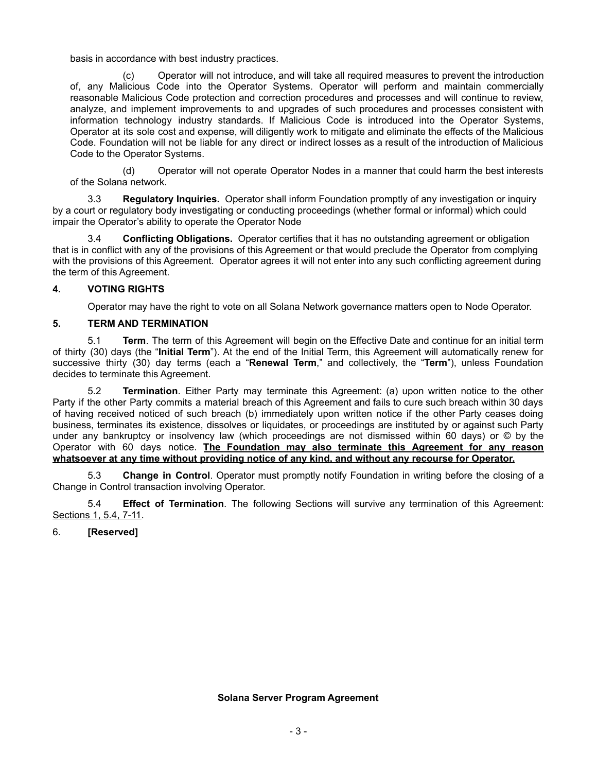basis in accordance with best industry practices.

(c) Operator will not introduce, and will take all required measures to prevent the introduction of, any Malicious Code into the Operator Systems. Operator will perform and maintain commercially reasonable Malicious Code protection and correction procedures and processes and will continue to review, analyze, and implement improvements to and upgrades of such procedures and processes consistent with information technology industry standards. If Malicious Code is introduced into the Operator Systems, Operator at its sole cost and expense, will diligently work to mitigate and eliminate the effects of the Malicious Code. Foundation will not be liable for any direct or indirect losses as a result of the introduction of Malicious Code to the Operator Systems.

(d) Operator will not operate Operator Nodes in a manner that could harm the best interests of the Solana network.

3.3 **Regulatory Inquiries.** Operator shall inform Foundation promptly of any investigation or inquiry by a court or regulatory body investigating or conducting proceedings (whether formal or informal) which could impair the Operator's ability to operate the Operator Node

3.4 **Conflicting Obligations.** Operator certifies that it has no outstanding agreement or obligation that is in conflict with any of the provisions of this Agreement or that would preclude the Operator from complying with the provisions of this Agreement. Operator agrees it will not enter into any such conflicting agreement during the term of this Agreement.

## 4. VOTING RIGHTS

Operator may have the right to vote on all Solana Network governance matters open to Node Operator.

## 5. TERM AND TERMINATION

5.1 **Term**. The term of this Agreement will begin on the Effective Date and continue for an initial term of thirty (30) days (the "**Initial Term**"). At the end of the Initial Term, this Agreement will automatically renew for successive thirty (30) day terms (each a "**Renewal Term**," and collectively, the "**Term**"), unless Foundation decides to terminate this Agreement.

5.2 **Termination**. Either Party may terminate this Agreement: (a) upon written notice to the other Party if the other Party commits a material breach of this Agreement and fails to cure such breach within 30 days of having received noticed of such breach (b) immediately upon written notice if the other Party ceases doing business, terminates its existence, dissolves or liquidates, or proceedings are instituted by or against such Party under any bankruptcy or insolvency law (which proceedings are not dismissed within 60 days) or © by the Operator with 60 days notice. **<u>The Foundation may also terminate this Agreement for any reason whatsoever at any time without providing notice of any kind, and without any recourse for Operator.</u>**

5.3 **Change in Control**. Operator must promptly notify Foundation in writing before the closing of a Change in Control transaction involving Operator.

5.4 **Effect of Termination**. The following Sections will survive any termination of this Agreement: <u>Sections 1, 5.4, 7-11</u>.

## 6. [Reserved]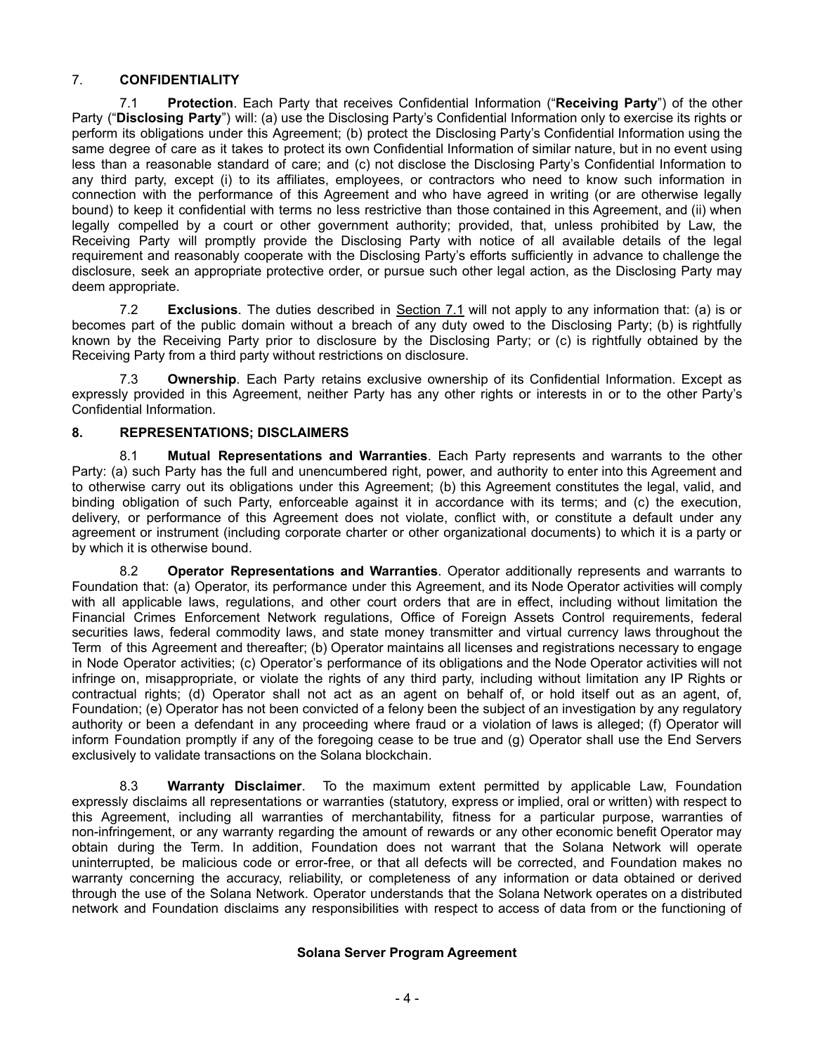## 7. CONFIDENTIALITY

7.1 **Protection**. Each Party that receives Confidential Information ("**Receiving Party**") of the other Party ("**Disclosing Party**") will: (a) use the Disclosing Party's Confidential Information only to exercise its rights or perform its obligations under this Agreement; (b) protect the Disclosing Party's Confidential Information using the same degree of care as it takes to protect its own Confidential Information of similar nature, but in no event using less than a reasonable standard of care; and (c) not disclose the Disclosing Party's Confidential Information to any third party, except (i) to its affiliates, employees, or contractors who need to know such information in connection with the performance of this Agreement and who have agreed in writing (or are otherwise legally bound) to keep it confidential with terms no less restrictive than those contained in this Agreement, and (ii) when legally compelled by a court or other government authority; provided, that, unless prohibited by Law, the Receiving Party will promptly provide the Disclosing Party with notice of all available details of the legal requirement and reasonably cooperate with the Disclosing Party's efforts sufficiently in advance to challenge the disclosure, seek an appropriate protective order, or pursue such other legal action, as the Disclosing Party may deem appropriate.

7.2 **Exclusions**. The duties described in Section 7.1 will not apply to any information that: (a) is or becomes part of the public domain without a breach of any duty owed to the Disclosing Party; (b) is rightfully known by the Receiving Party prior to disclosure by the Disclosing Party; or (c) is rightfully obtained by the Receiving Party from a third party without restrictions on disclosure.

7.3 **Ownership**. Each Party retains exclusive ownership of its Confidential Information. Except as expressly provided in this Agreement, neither Party has any other rights or interests in or to the other Party's Confidential Information.

## 8. REPRESENTATIONS; DISCLAIMERS

8.1 **Mutual Representations and Warranties**. Each Party represents and warrants to the other Party: (a) such Party has the full and unencumbered right, power, and authority to enter into this Agreement and to otherwise carry out its obligations under this Agreement; (b) this Agreement constitutes the legal, valid, and binding obligation of such Party, enforceable against it in accordance with its terms; and (c) the execution, delivery, or performance of this Agreement does not violate, conflict with, or constitute a default under any agreement or instrument (including corporate charter or other organizational documents) to which it is a party or by which it is otherwise bound.

8.2 **Operator Representations and Warranties**. Operator additionally represents and warrants to Foundation that: (a) Operator, its performance under this Agreement, and its Node Operator activities will comply with all applicable laws, regulations, and other court orders that are in effect, including without limitation the Financial Crimes Enforcement Network regulations, Office of Foreign Assets Control requirements, federal securities laws, federal commodity laws, and state money transmitter and virtual currency laws throughout the Term of this Agreement and thereafter; (b) Operator maintains all licenses and registrations necessary to engage in Node Operator activities; (c) Operator's performance of its obligations and the Node Operator activities will not infringe on, misappropriate, or violate the rights of any third party, including without limitation any IP Rights or contractual rights; (d) Operator shall not act as an agent on behalf of, or hold itself out as an agent, of, Foundation; (e) Operator has not been convicted of a felony been the subject of an investigation by any regulatory authority or been a defendant in any proceeding where fraud or a violation of laws is alleged; (f) Operator will inform Foundation promptly if any of the foregoing cease to be true and (g) Operator shall use the End Servers exclusively to validate transactions on the Solana blockchain.

8.3 **Warranty Disclaimer**. To the maximum extent permitted by applicable Law, Foundation expressly disclaims all representations or warranties (statutory, express or implied, oral or written) with respect to this Agreement, including all warranties of merchantability, fitness for a particular purpose, warranties of non-infringement, or any warranty regarding the amount of rewards or any other economic benefit Operator may obtain during the Term. In addition, Foundation does not warrant that the Solana Network will operate uninterrupted, be malicious code or error-free, or that all defects will be corrected, and Foundation makes no warranty concerning the accuracy, reliability, or completeness of any information or data obtained or derived through the use of the Solana Network. Operator understands that the Solana Network operates on a distributed network and Foundation disclaims any responsibilities with respect to access of data from or the functioning of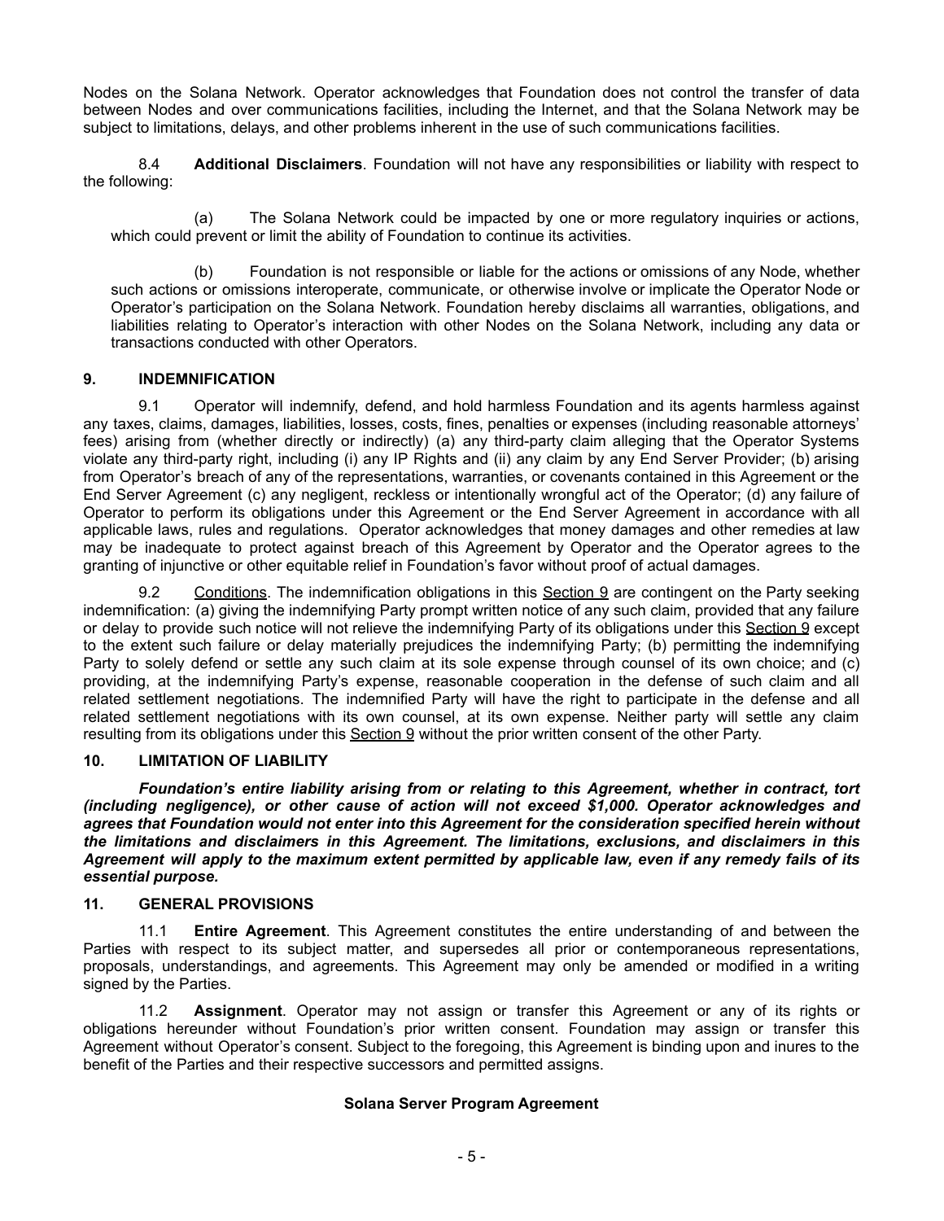Nodes on the Solana Network. Operator acknowledges that Foundation does not control the transfer of data between Nodes and over communications facilities, including the Internet, and that the Solana Network may be subject to limitations, delays, and other problems inherent in the use of such communications facilities.

8.4 **Additional Disclaimers**. Foundation will not have any responsibilities or liability with respect to the following:

(a) The Solana Network could be impacted by one or more regulatory inquiries or actions, which could prevent or limit the ability of Foundation to continue its activities.

(b) Foundation is not responsible or liable for the actions or omissions of any Node, whether such actions or omissions interoperate, communicate, or otherwise involve or implicate the Operator Node or Operator's participation on the Solana Network. Foundation hereby disclaims all warranties, obligations, and liabilities relating to Operator's interaction with other Nodes on the Solana Network, including any data or transactions conducted with other Operators.

## 9. INDEMNIFICATION

9.1 Operator will indemnify, defend, and hold harmless Foundation and its agents harmless against any taxes, claims, damages, liabilities, losses, costs, fines, penalties or expenses (including reasonable attorneys' fees) arising from (whether directly or indirectly) (a) any third-party claim alleging that the Operator Systems violate any third-party right, including (i) any IP Rights and (ii) any claim by any End Server Provider; (b) arising from Operator's breach of any of the representations, warranties, or covenants contained in this Agreement or the End Server Agreement (c) any negligent, reckless or intentionally wrongful act of the Operator; (d) any failure of Operator to perform its obligations under this Agreement or the End Server Agreement in accordance with all applicable laws, rules and regulations. Operator acknowledges that money damages and other remedies at law may be inadequate to protect against breach of this Agreement by Operator and the Operator agrees to the granting of injunctive or other equitable relief in Foundation's favor without proof of actual damages.

9.2 Conditions. The indemnification obligations in this Section 9 are contingent on the Party seeking indemnification: (a) giving the indemnifying Party prompt written notice of any such claim, provided that any failure or delay to provide such notice will not relieve the indemnifying Party of its obligations under this Section 9 except to the extent such failure or delay materially prejudices the indemnifying Party; (b) permitting the indemnifying Party to solely defend or settle any such claim at its sole expense through counsel of its own choice; and (c) providing, at the indemnifying Party's expense, reasonable cooperation in the defense of such claim and all related settlement negotiations. The indemnified Party will have the right to participate in the defense and all related settlement negotiations with its own counsel, at its own expense. Neither party will settle any claim resulting from its obligations under this Section 9 without the prior written consent of the other Party.

## 10. LIMITATION OF LIABILITY

***Foundation's entire liability arising from or relating to this Agreement, whether in contract, tort (including negligence), or other cause of action will not exceed $1,000. Operator acknowledges and agrees that Foundation would not enter into this Agreement for the consideration specified herein without the limitations and disclaimers in this Agreement. The limitations, exclusions, and disclaimers in this Agreement will apply to the maximum extent permitted by applicable law, even if any remedy fails of its essential purpose.***

## 11. GENERAL PROVISIONS

11.1 **Entire Agreement**. This Agreement constitutes the entire understanding of and between the Parties with respect to its subject matter, and supersedes all prior or contemporaneous representations, proposals, understandings, and agreements. This Agreement may only be amended or modified in a writing signed by the Parties.

11.2 **Assignment**. Operator may not assign or transfer this Agreement or any of its rights or obligations hereunder without Foundation's prior written consent. Foundation may assign or transfer this Agreement without Operator's consent. Subject to the foregoing, this Agreement is binding upon and inures to the benefit of the Parties and their respective successors and permitted assigns.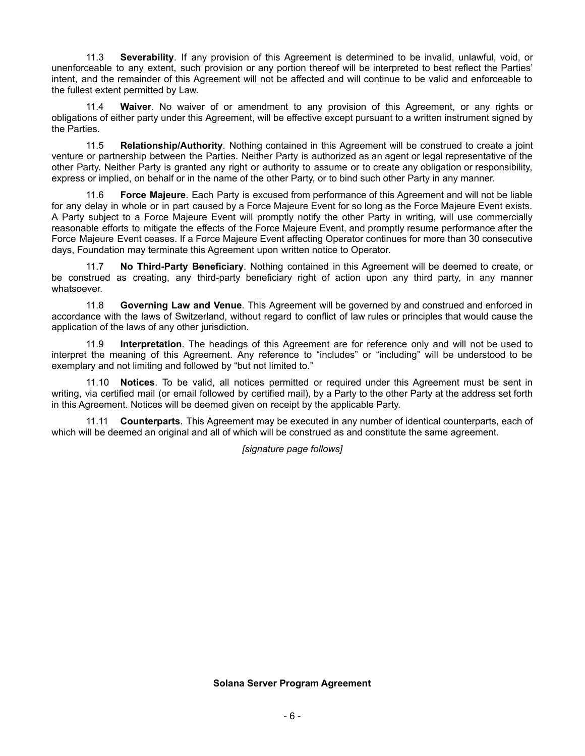11.3 **Severability**. If any provision of this Agreement is determined to be invalid, unlawful, void, or unenforceable to any extent, such provision or any portion thereof will be interpreted to best reflect the Parties' intent, and the remainder of this Agreement will not be affected and will continue to be valid and enforceable to the fullest extent permitted by Law.

11.4 **Waiver**. No waiver of or amendment to any provision of this Agreement, or any rights or obligations of either party under this Agreement, will be effective except pursuant to a written instrument signed by the Parties.

11.5 **Relationship/Authority**. Nothing contained in this Agreement will be construed to create a joint venture or partnership between the Parties. Neither Party is authorized as an agent or legal representative of the other Party. Neither Party is granted any right or authority to assume or to create any obligation or responsibility, express or implied, on behalf or in the name of the other Party, or to bind such other Party in any manner.

11.6 **Force Majeure**. Each Party is excused from performance of this Agreement and will not be liable for any delay in whole or in part caused by a Force Majeure Event for so long as the Force Majeure Event exists. A Party subject to a Force Majeure Event will promptly notify the other Party in writing, will use commercially reasonable efforts to mitigate the effects of the Force Majeure Event, and promptly resume performance after the Force Majeure Event ceases. If a Force Majeure Event affecting Operator continues for more than 30 consecutive days, Foundation may terminate this Agreement upon written notice to Operator.

11.7 **No Third-Party Beneficiary**. Nothing contained in this Agreement will be deemed to create, or be construed as creating, any third-party beneficiary right of action upon any third party, in any manner whatsoever.

11.8 **Governing Law and Venue**. This Agreement will be governed by and construed and enforced in accordance with the laws of Switzerland, without regard to conflict of law rules or principles that would cause the application of the laws of any other jurisdiction.

11.9 **Interpretation**. The headings of this Agreement are for reference only and will not be used to interpret the meaning of this Agreement. Any reference to "includes" or "including" will be understood to be exemplary and not limiting and followed by "but not limited to."

11.10 **Notices**. To be valid, all notices permitted or required under this Agreement must be sent in writing, via certified mail (or email followed by certified mail), by a Party to the other Party at the address set forth in this Agreement. Notices will be deemed given on receipt by the applicable Party.

11.11 **Counterparts**. This Agreement may be executed in any number of identical counterparts, each of which will be deemed an original and all of which will be construed as and constitute the same agreement.

*[signature page follows]*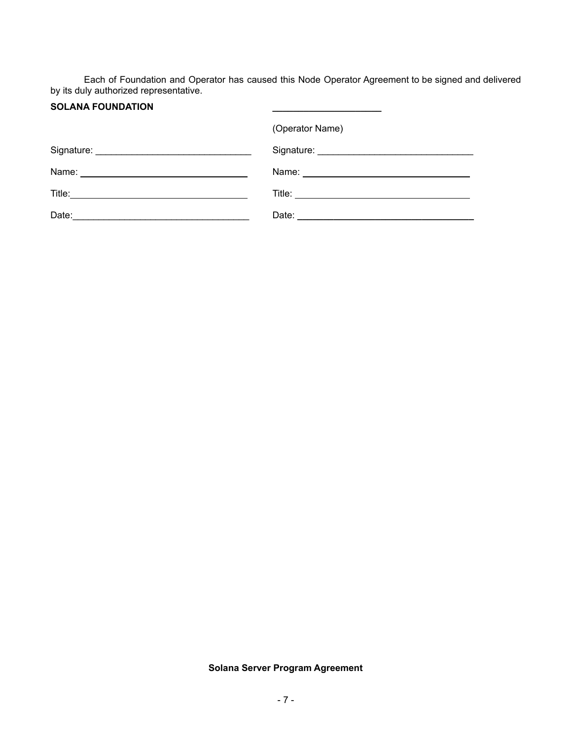Each of Foundation and Operator has caused this Node Operator Agreement to be signed and delivered by its duly authorized representative.

| **SOLANA FOUNDATION** | _____________________ |
|---|---|
| | (Operator Name) |
| Signature: ______________________________ | Signature: ______________________________ |
| Name: ______________________________ | Name: ______________________________ |
| Title: ______________________________ | Title: ______________________________ |
| Date: ______________________________ | Date: ______________________________ |

**Solana Server Program Agreement**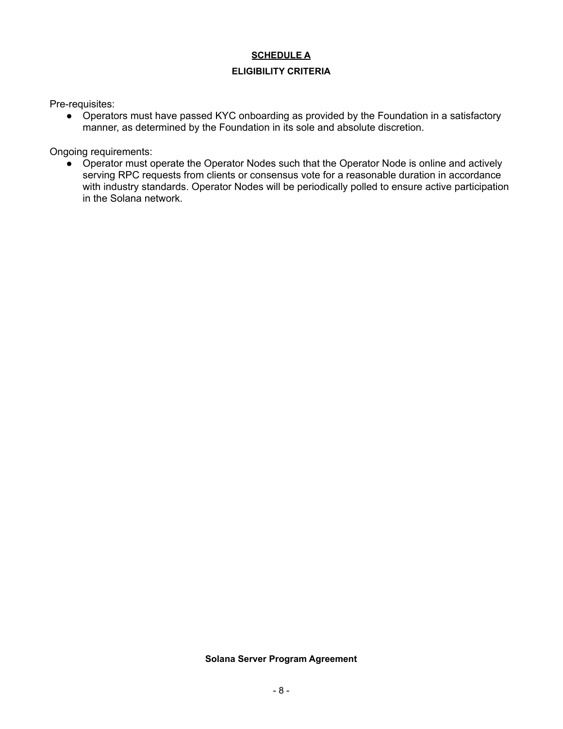## SCHEDULE A

### ELIGIBILITY CRITERIA

Pre-requisites:

- Operators must have passed KYC onboarding as provided by the Foundation in a satisfactory manner, as determined by the Foundation in its sole and absolute discretion.

Ongoing requirements:

- Operator must operate the Operator Nodes such that the Operator Node is online and actively serving RPC requests from clients or consensus vote for a reasonable duration in accordance with industry standards. Operator Nodes will be periodically polled to ensure active participation in the Solana network.